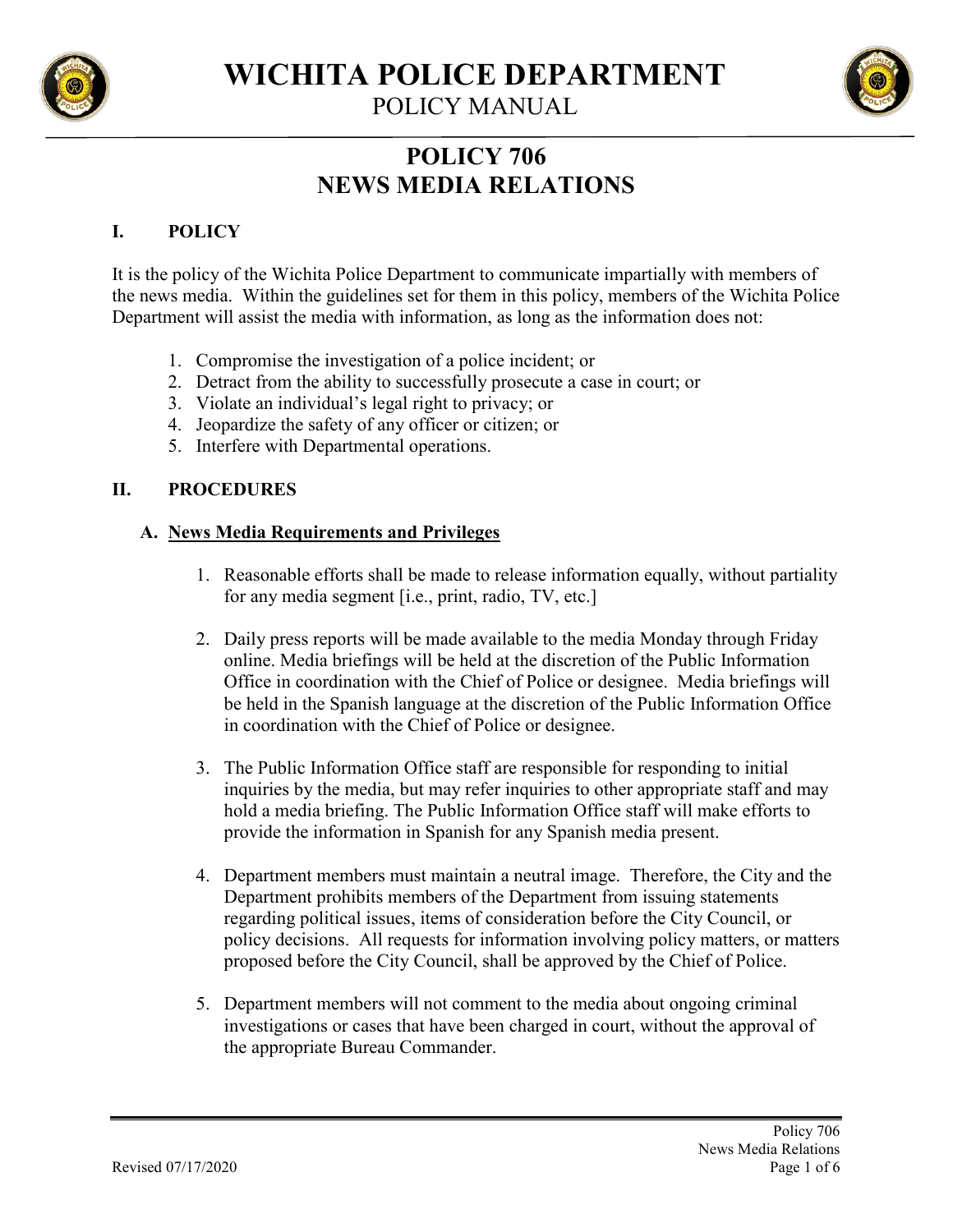# WICHITA POLICE DEPARTMENT
## POLICY MANUAL

# POLICY 706
# NEWS MEDIA RELATIONS

## I. POLICY

It is the policy of the Wichita Police Department to communicate impartially with members of the news media. Within the guidelines set for them in this policy, members of the Wichita Police Department will assist the media with information, as long as the information does not:

1. Compromise the investigation of a police incident; or
2. Detract from the ability to successfully prosecute a case in court; or
3. Violate an individual's legal right to privacy; or
4. Jeopardize the safety of any officer or citizen; or
5. Interfere with Departmental operations.

## II. PROCEDURES

### A. News Media Requirements and Privileges

1. Reasonable efforts shall be made to release information equally, without partiality for any media segment [i.e., print, radio, TV, etc.]

2. Daily press reports will be made available to the media Monday through Friday online. Media briefings will be held at the discretion of the Public Information Office in coordination with the Chief of Police or designee. Media briefings will be held in the Spanish language at the discretion of the Public Information Office in coordination with the Chief of Police or designee.

3. The Public Information Office staff are responsible for responding to initial inquiries by the media, but may refer inquiries to other appropriate staff and may hold a media briefing. The Public Information Office staff will make efforts to provide the information in Spanish for any Spanish media present.

4. Department members must maintain a neutral image. Therefore, the City and the Department prohibits members of the Department from issuing statements regarding political issues, items of consideration before the City Council, or policy decisions. All requests for information involving policy matters, or matters proposed before the City Council, shall be approved by the Chief of Police.

5. Department members will not comment to the media about ongoing criminal investigations or cases that have been charged in court, without the approval of the appropriate Bureau Commander.

Revised 07/17/2020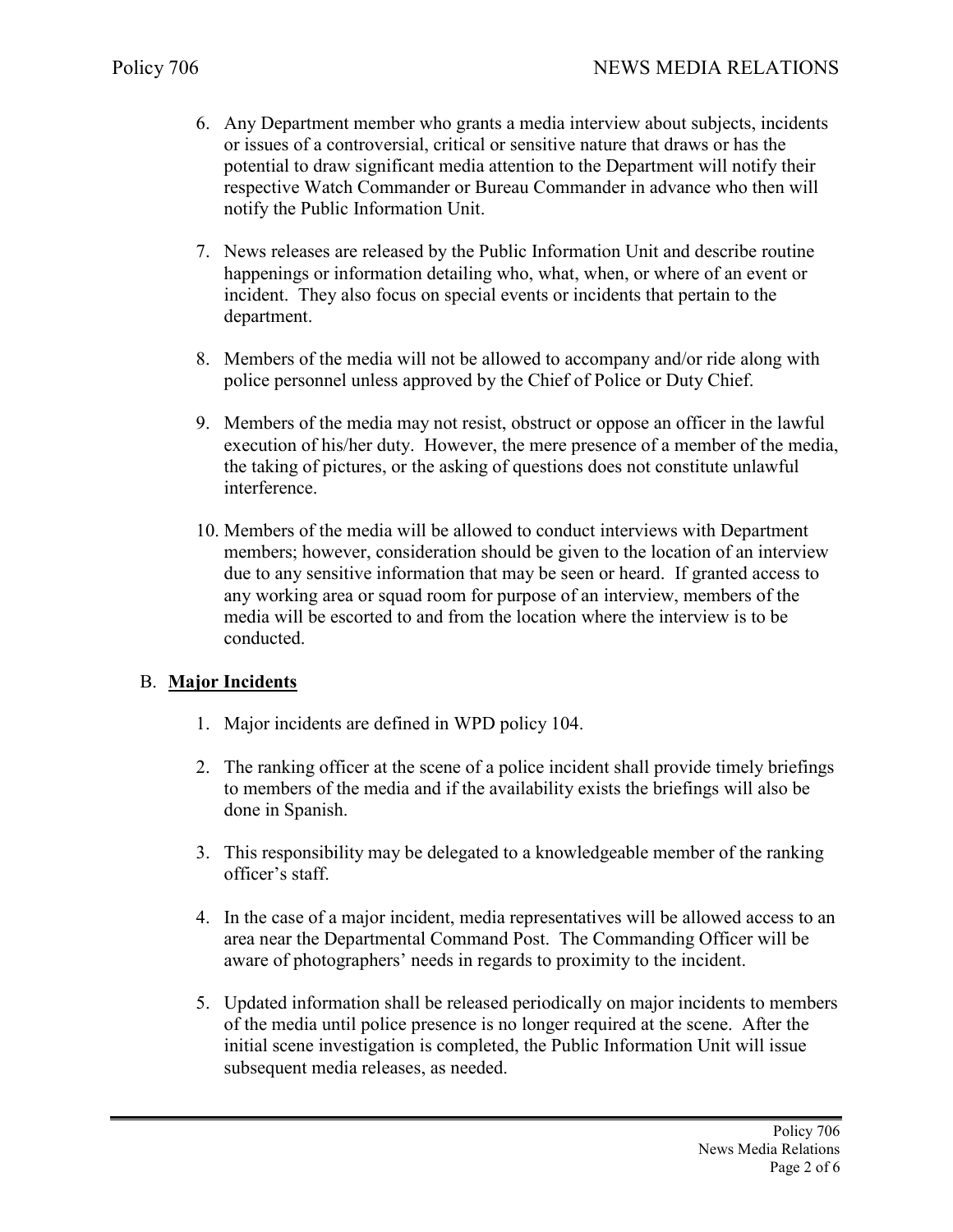6. Any Department member who grants a media interview about subjects, incidents or issues of a controversial, critical or sensitive nature that draws or has the potential to draw significant media attention to the Department will notify their respective Watch Commander or Bureau Commander in advance who then will notify the Public Information Unit.

7. News releases are released by the Public Information Unit and describe routine happenings or information detailing who, what, when, or where of an event or incident. They also focus on special events or incidents that pertain to the department.

8. Members of the media will not be allowed to accompany and/or ride along with police personnel unless approved by the Chief of Police or Duty Chief.

9. Members of the media may not resist, obstruct or oppose an officer in the lawful execution of his/her duty. However, the mere presence of a member of the media, the taking of pictures, or the asking of questions does not constitute unlawful interference.

10. Members of the media will be allowed to conduct interviews with Department members; however, consideration should be given to the location of an interview due to any sensitive information that may be seen or heard. If granted access to any working area or squad room for purpose of an interview, members of the media will be escorted to and from the location where the interview is to be conducted.

## B. **Major Incidents**

1. Major incidents are defined in WPD policy 104.

2. The ranking officer at the scene of a police incident shall provide timely briefings to members of the media and if the availability exists the briefings will also be done in Spanish.

3. This responsibility may be delegated to a knowledgeable member of the ranking officer's staff.

4. In the case of a major incident, media representatives will be allowed access to an area near the Departmental Command Post. The Commanding Officer will be aware of photographers' needs in regards to proximity to the incident.

5. Updated information shall be released periodically on major incidents to members of the media until police presence is no longer required at the scene. After the initial scene investigation is completed, the Public Information Unit will issue subsequent media releases, as needed.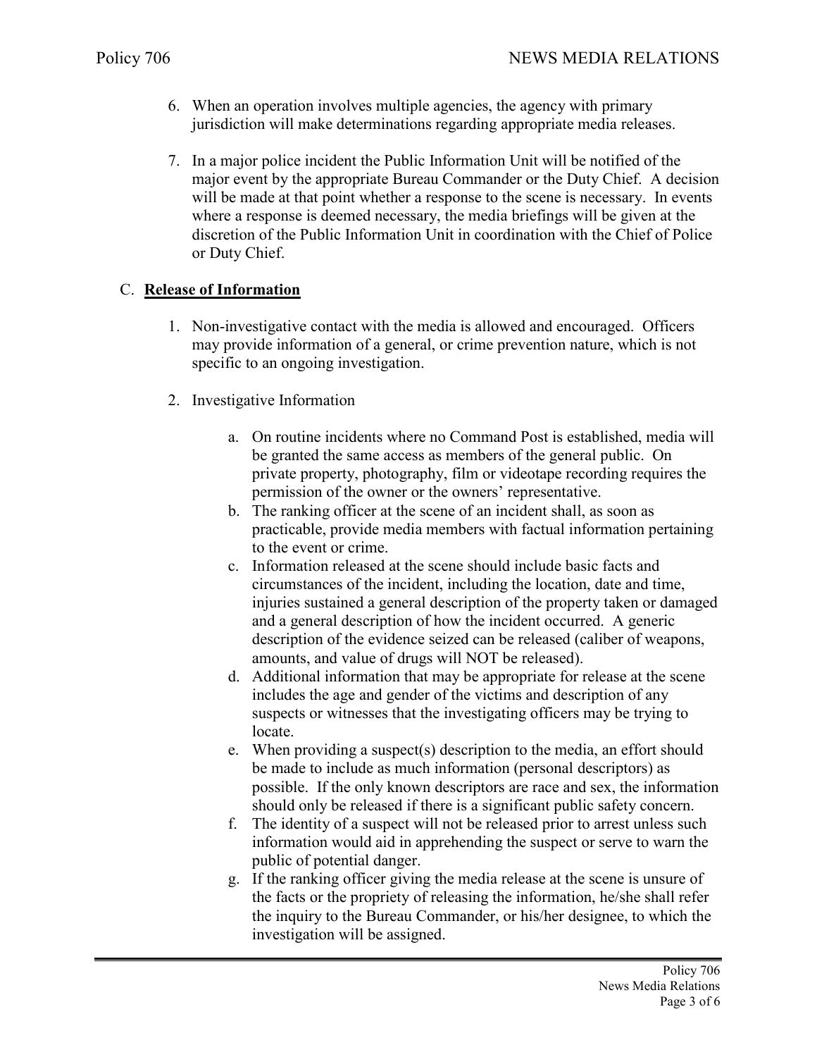6. When an operation involves multiple agencies, the agency with primary jurisdiction will make determinations regarding appropriate media releases.

7. In a major police incident the Public Information Unit will be notified of the major event by the appropriate Bureau Commander or the Duty Chief. A decision will be made at that point whether a response to the scene is necessary. In events where a response is deemed necessary, the media briefings will be given at the discretion of the Public Information Unit in coordination with the Chief of Police or Duty Chief.

C. **<u>Release of Information</u>**

1. Non-investigative contact with the media is allowed and encouraged. Officers may provide information of a general, or crime prevention nature, which is not specific to an ongoing investigation.

2. Investigative Information

   a. On routine incidents where no Command Post is established, media will be granted the same access as members of the general public. On private property, photography, film or videotape recording requires the permission of the owner or the owners' representative.
   b. The ranking officer at the scene of an incident shall, as soon as practicable, provide media members with factual information pertaining to the event or crime.
   c. Information released at the scene should include basic facts and circumstances of the incident, including the location, date and time, injuries sustained a general description of the property taken or damaged and a general description of how the incident occurred. A generic description of the evidence seized can be released (caliber of weapons, amounts, and value of drugs will NOT be released).
   d. Additional information that may be appropriate for release at the scene includes the age and gender of the victims and description of any suspects or witnesses that the investigating officers may be trying to locate.
   e. When providing a suspect(s) description to the media, an effort should be made to include as much information (personal descriptors) as possible. If the only known descriptors are race and sex, the information should only be released if there is a significant public safety concern.
   f. The identity of a suspect will not be released prior to arrest unless such information would aid in apprehending the suspect or serve to warn the public of potential danger.
   g. If the ranking officer giving the media release at the scene is unsure of the facts or the propriety of releasing the information, he/she shall refer the inquiry to the Bureau Commander, or his/her designee, to which the investigation will be assigned.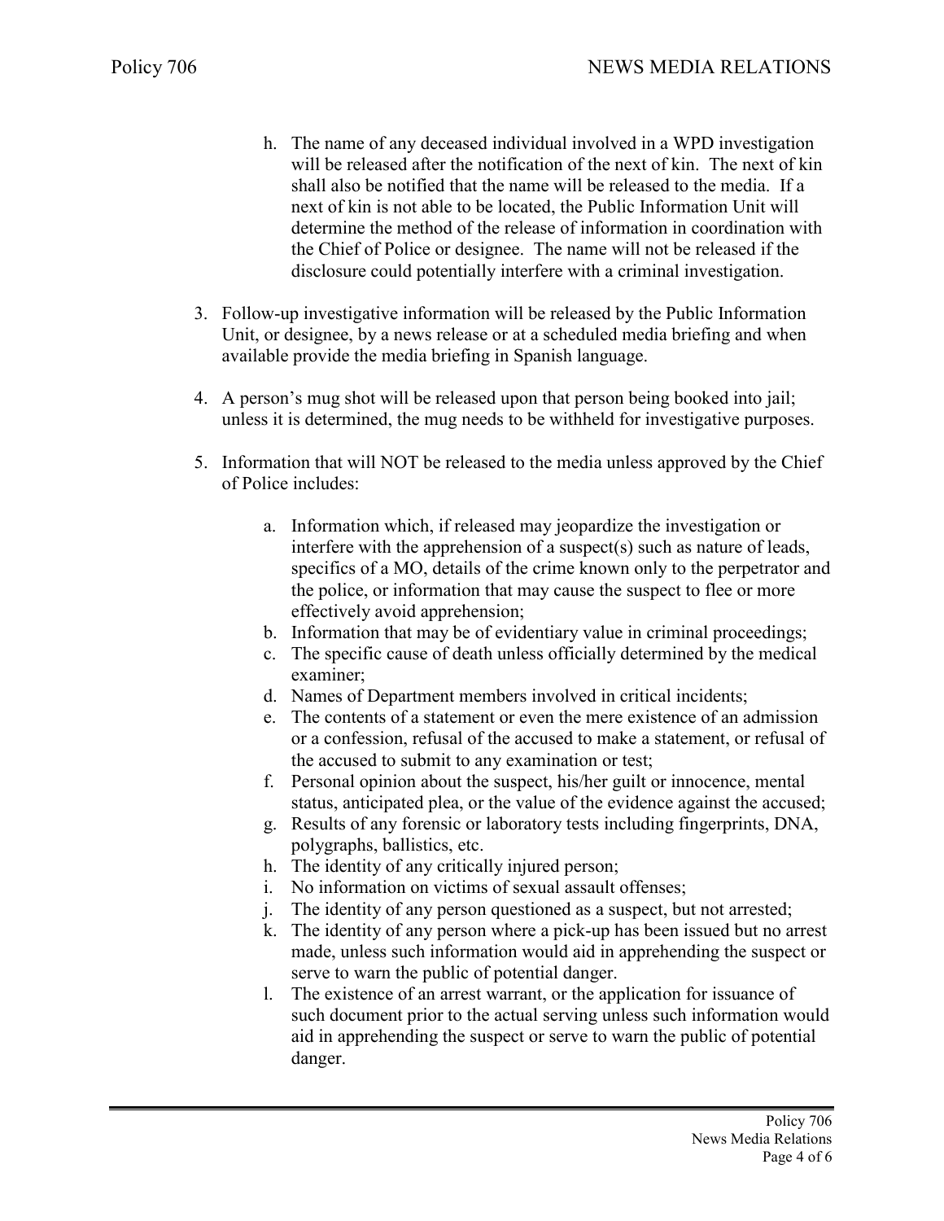h. The name of any deceased individual involved in a WPD investigation will be released after the notification of the next of kin. The next of kin shall also be notified that the name will be released to the media. If a next of kin is not able to be located, the Public Information Unit will determine the method of the release of information in coordination with the Chief of Police or designee. The name will not be released if the disclosure could potentially interfere with a criminal investigation.

3. Follow-up investigative information will be released by the Public Information Unit, or designee, by a news release or at a scheduled media briefing and when available provide the media briefing in Spanish language.

4. A person's mug shot will be released upon that person being booked into jail; unless it is determined, the mug needs to be withheld for investigative purposes.

5. Information that will NOT be released to the media unless approved by the Chief of Police includes:

   a. Information which, if released may jeopardize the investigation or interfere with the apprehension of a suspect(s) such as nature of leads, specifics of a MO, details of the crime known only to the perpetrator and the police, or information that may cause the suspect to flee or more effectively avoid apprehension;
   b. Information that may be of evidentiary value in criminal proceedings;
   c. The specific cause of death unless officially determined by the medical examiner;
   d. Names of Department members involved in critical incidents;
   e. The contents of a statement or even the mere existence of an admission or a confession, refusal of the accused to make a statement, or refusal of the accused to submit to any examination or test;
   f. Personal opinion about the suspect, his/her guilt or innocence, mental status, anticipated plea, or the value of the evidence against the accused;
   g. Results of any forensic or laboratory tests including fingerprints, DNA, polygraphs, ballistics, etc.
   h. The identity of any critically injured person;
   i. No information on victims of sexual assault offenses;
   j. The identity of any person questioned as a suspect, but not arrested;
   k. The identity of any person where a pick-up has been issued but no arrest made, unless such information would aid in apprehending the suspect or serve to warn the public of potential danger.
   l. The existence of an arrest warrant, or the application for issuance of such document prior to the actual serving unless such information would aid in apprehending the suspect or serve to warn the public of potential danger.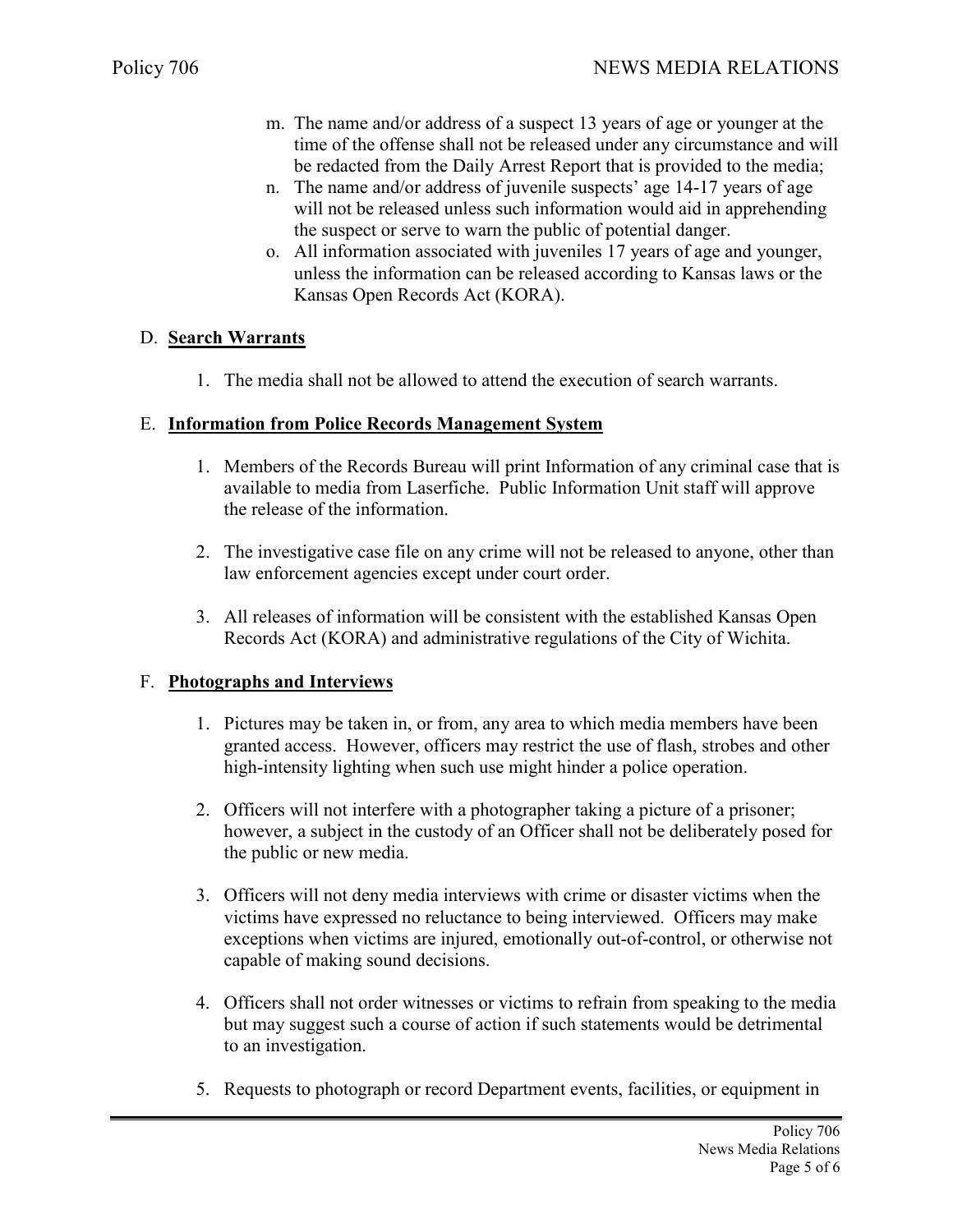m. The name and/or address of a suspect 13 years of age or younger at the time of the offense shall not be released under any circumstance and will be redacted from the Daily Arrest Report that is provided to the media;

n. The name and/or address of juvenile suspects' age 14-17 years of age will not be released unless such information would aid in apprehending the suspect or serve to warn the public of potential danger.

o. All information associated with juveniles 17 years of age and younger, unless the information can be released according to Kansas laws or the Kansas Open Records Act (KORA).

D. **Search Warrants**

1. The media shall not be allowed to attend the execution of search warrants.

E. **Information from Police Records Management System**

1. Members of the Records Bureau will print Information of any criminal case that is available to media from Laserfiche. Public Information Unit staff will approve the release of the information.

2. The investigative case file on any crime will not be released to anyone, other than law enforcement agencies except under court order.

3. All releases of information will be consistent with the established Kansas Open Records Act (KORA) and administrative regulations of the City of Wichita.

F. **Photographs and Interviews**

1. Pictures may be taken in, or from, any area to which media members have been granted access. However, officers may restrict the use of flash, strobes and other high-intensity lighting when such use might hinder a police operation.

2. Officers will not interfere with a photographer taking a picture of a prisoner; however, a subject in the custody of an Officer shall not be deliberately posed for the public or new media.

3. Officers will not deny media interviews with crime or disaster victims when the victims have expressed no reluctance to being interviewed. Officers may make exceptions when victims are injured, emotionally out-of-control, or otherwise not capable of making sound decisions.

4. Officers shall not order witnesses or victims to refrain from speaking to the media but may suggest such a course of action if such statements would be detrimental to an investigation.

5. Requests to photograph or record Department events, facilities, or equipment in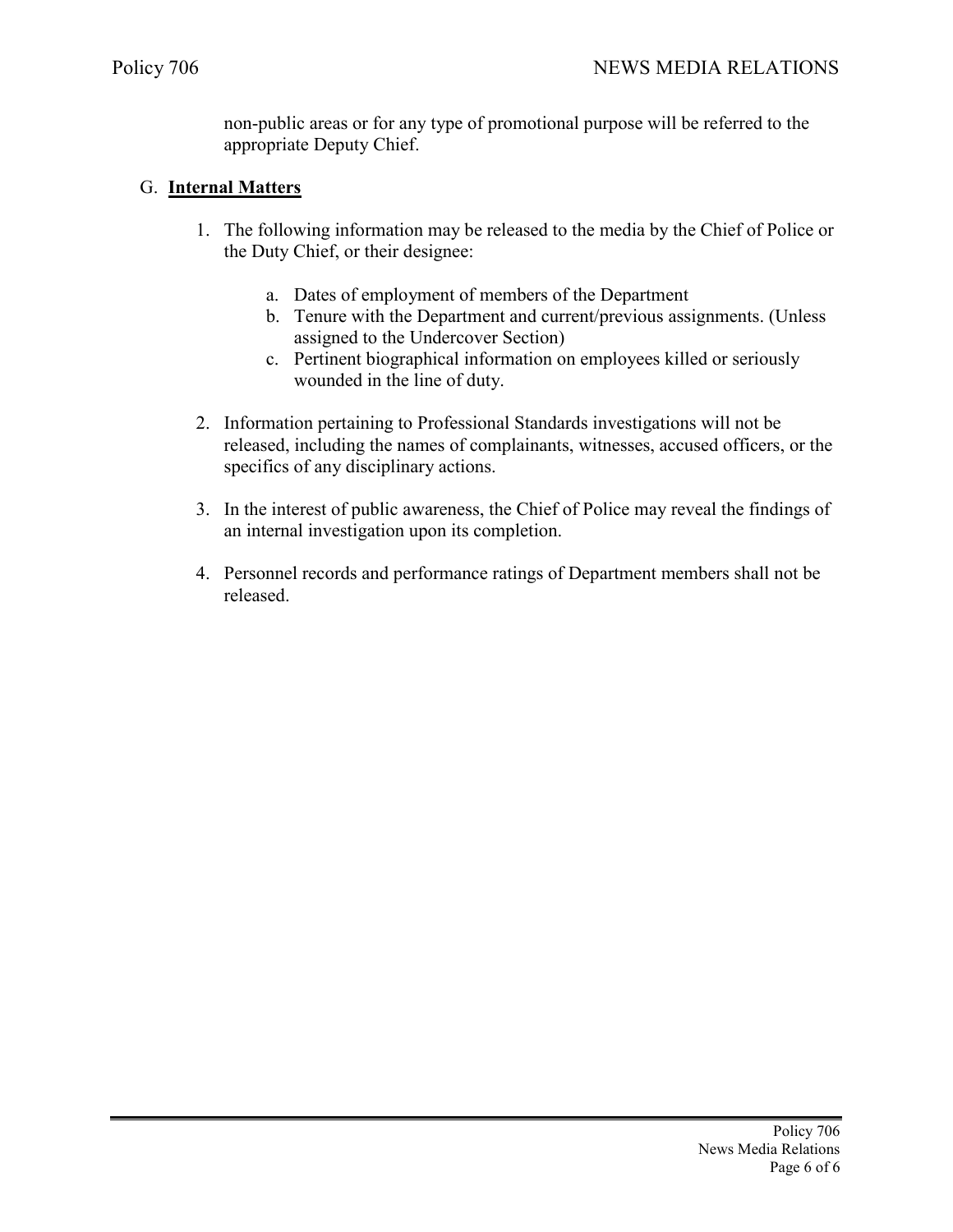non-public areas or for any type of promotional purpose will be referred to the appropriate Deputy Chief.

## G. **Internal Matters**

1. The following information may be released to the media by the Chief of Police or the Duty Chief, or their designee:

   a. Dates of employment of members of the Department
   b. Tenure with the Department and current/previous assignments. (Unless assigned to the Undercover Section)
   c. Pertinent biographical information on employees killed or seriously wounded in the line of duty.

2. Information pertaining to Professional Standards investigations will not be released, including the names of complainants, witnesses, accused officers, or the specifics of any disciplinary actions.

3. In the interest of public awareness, the Chief of Police may reveal the findings of an internal investigation upon its completion.

4. Personnel records and performance ratings of Department members shall not be released.